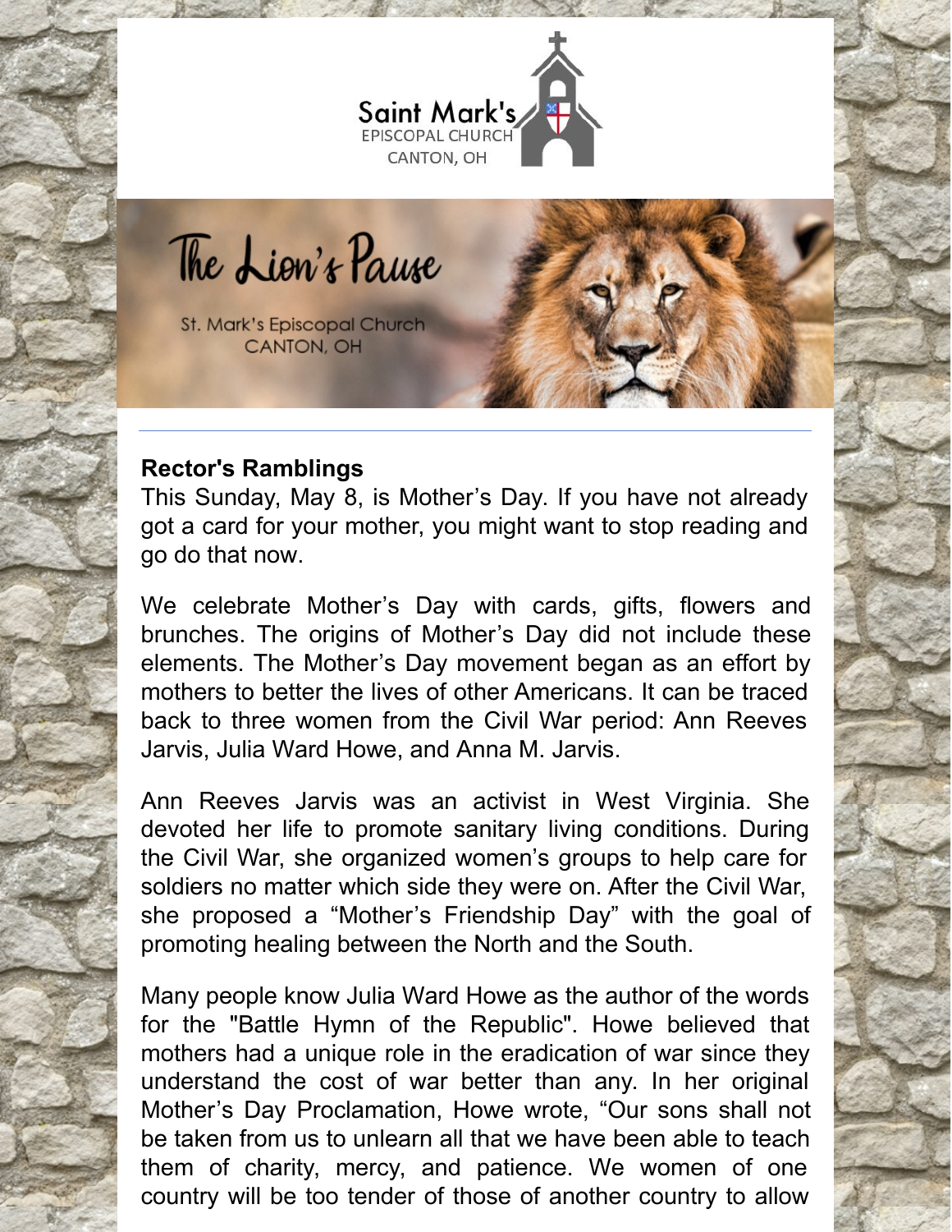Saint Mark's
EPISCOPAL CHURCH
CANTON, OH

# The Lion's Pause

St. Mark's Episcopal Church
CANTON, OH

---

## Rector's Ramblings

This Sunday, May 8, is Mother's Day. If you have not already got a card for your mother, you might want to stop reading and go do that now.

We celebrate Mother's Day with cards, gifts, flowers and brunches. The origins of Mother's Day did not include these elements. The Mother's Day movement began as an effort by mothers to better the lives of other Americans. It can be traced back to three women from the Civil War period: Ann Reeves Jarvis, Julia Ward Howe, and Anna M. Jarvis.

Ann Reeves Jarvis was an activist in West Virginia. She devoted her life to promote sanitary living conditions. During the Civil War, she organized women's groups to help care for soldiers no matter which side they were on. After the Civil War, she proposed a "Mother's Friendship Day" with the goal of promoting healing between the North and the South.

Many people know Julia Ward Howe as the author of the words for the "Battle Hymn of the Republic". Howe believed that mothers had a unique role in the eradication of war since they understand the cost of war better than any. In her original Mother's Day Proclamation, Howe wrote, "Our sons shall not be taken from us to unlearn all that we have been able to teach them of charity, mercy, and patience. We women of one country will be too tender of those of another country to allow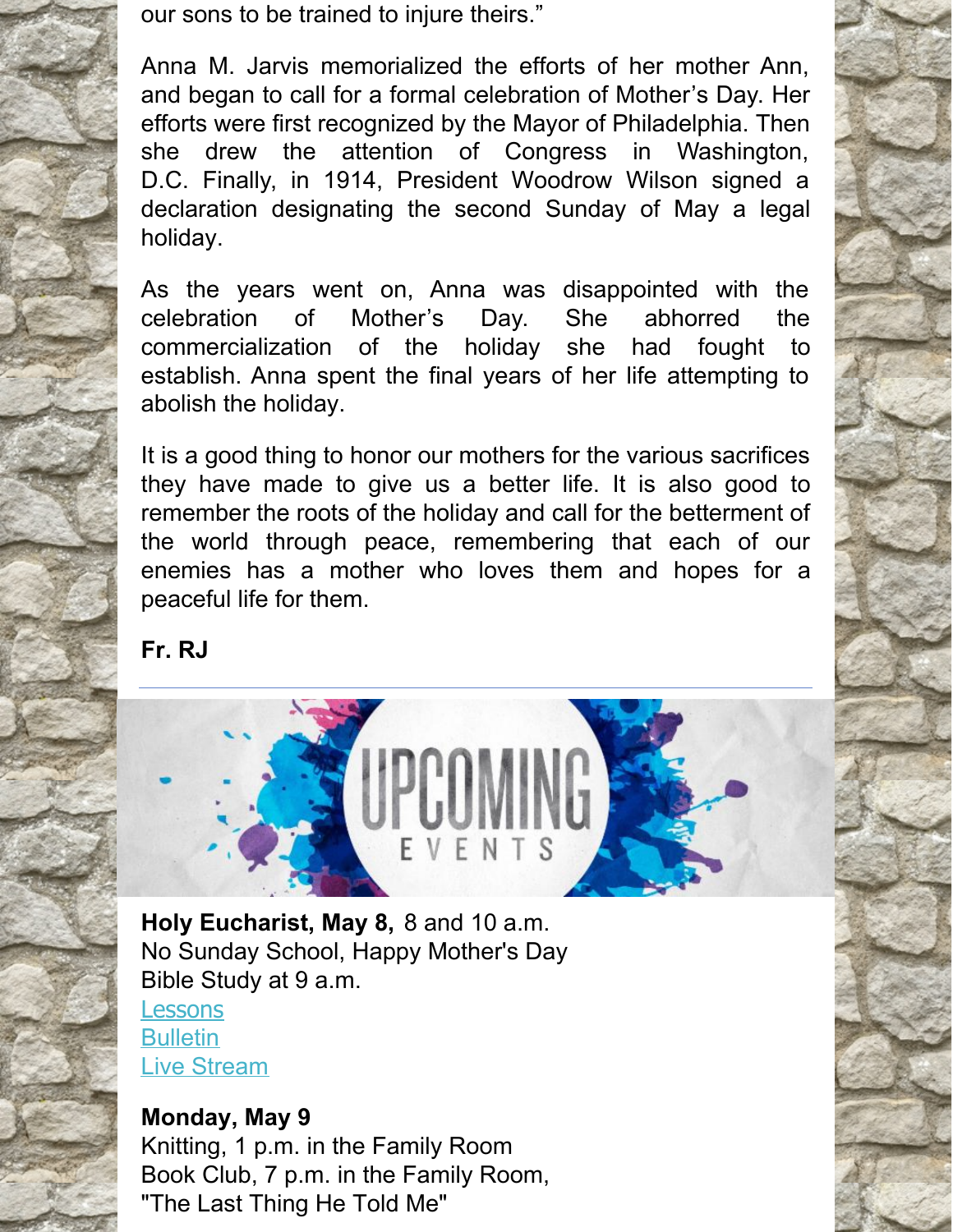our sons to be trained to injure theirs."

Anna M. Jarvis memorialized the efforts of her mother Ann, and began to call for a formal celebration of Mother's Day. Her efforts were first recognized by the Mayor of Philadelphia. Then she drew the attention of Congress in Washington, D.C. Finally, in 1914, President Woodrow Wilson signed a declaration designating the second Sunday of May a legal holiday.

As the years went on, Anna was disappointed with the celebration of Mother's Day. She abhorred the commercialization of the holiday she had fought to establish. Anna spent the final years of her life attempting to abolish the holiday.

It is a good thing to honor our mothers for the various sacrifices they have made to give us a better life. It is also good to remember the roots of the holiday and call for the betterment of the world through peace, remembering that each of our enemies has a mother who loves them and hopes for a peaceful life for them.

**Fr. RJ**

---

UPCOMING EVENTS

**Holy Eucharist, May 8,** 8 and 10 a.m.
No Sunday School, Happy Mother's Day
Bible Study at 9 a.m.
Lessons
Bulletin
Live Stream

**Monday, May 9**
Knitting, 1 p.m. in the Family Room
Book Club, 7 p.m. in the Family Room, "The Last Thing He Told Me"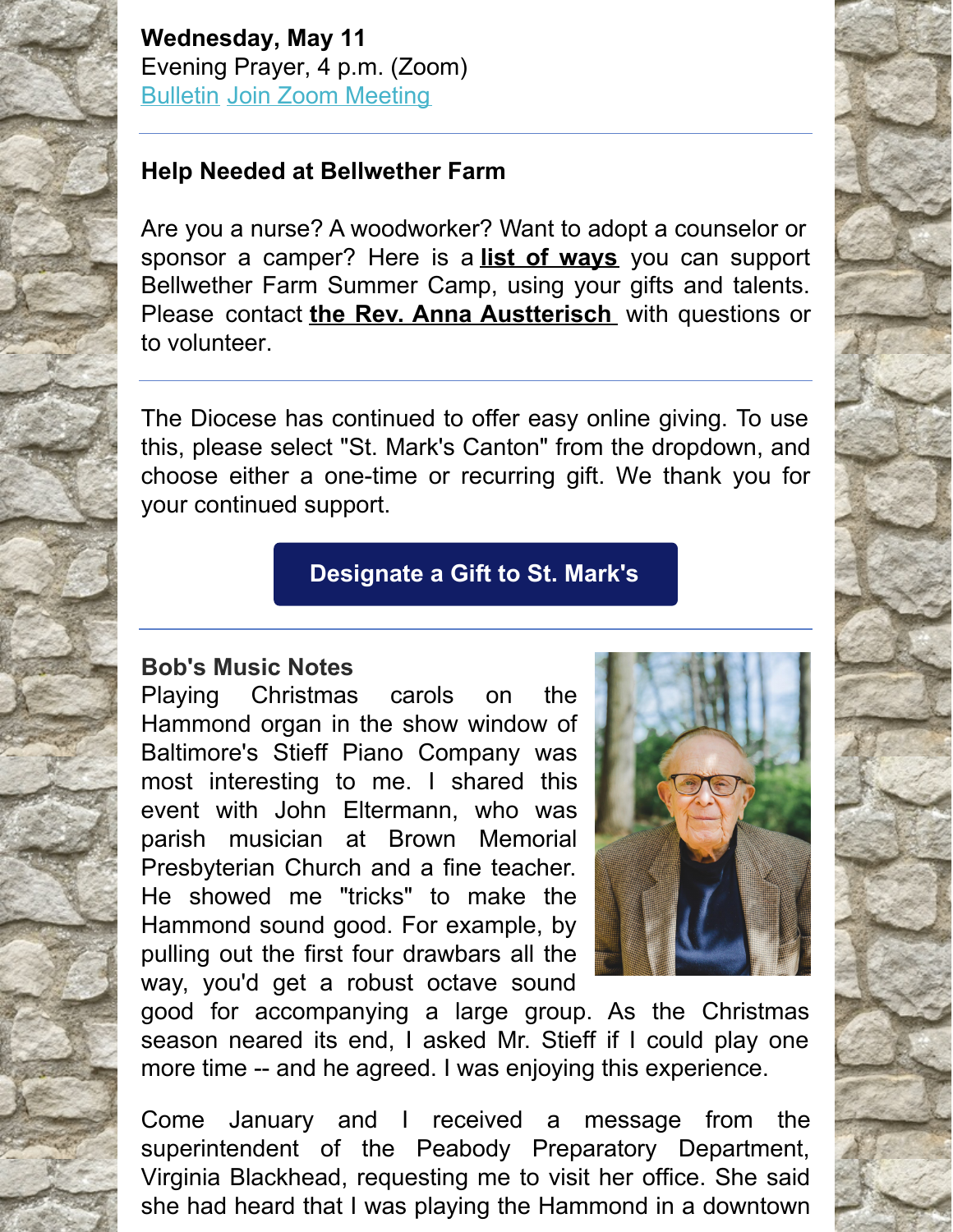**Wednesday, May 11**
Evening Prayer, 4 p.m. (Zoom)
Bulletin Join Zoom Meeting

---

**Help Needed at Bellwether Farm**

Are you a nurse? A woodworker? Want to adopt a counselor or sponsor a camper? Here is a **list of ways** you can support Bellwether Farm Summer Camp, using your gifts and talents. Please contact **the Rev. Anna Austterisch** with questions or to volunteer.

---

The Diocese has continued to offer easy online giving. To use this, please select "St. Mark's Canton" from the dropdown, and choose either a one-time or recurring gift. We thank you for your continued support.

**Designate a Gift to St. Mark's**

---

**Bob's Music Notes**

Playing Christmas carols on the Hammond organ in the show window of Baltimore's Stieff Piano Company was most interesting to me. I shared this event with John Eltermann, who was parish musician at Brown Memorial Presbyterian Church and a fine teacher. He showed me "tricks" to make the Hammond sound good. For example, by pulling out the first four drawbars all the way, you'd get a robust octave sound good for accompanying a large group. As the Christmas season neared its end, I asked Mr. Stieff if I could play one more time -- and he agreed. I was enjoying this experience.

Come January and I received a message from the superintendent of the Peabody Preparatory Department, Virginia Blackhead, requesting me to visit her office. She said she had heard that I was playing the Hammond in a downtown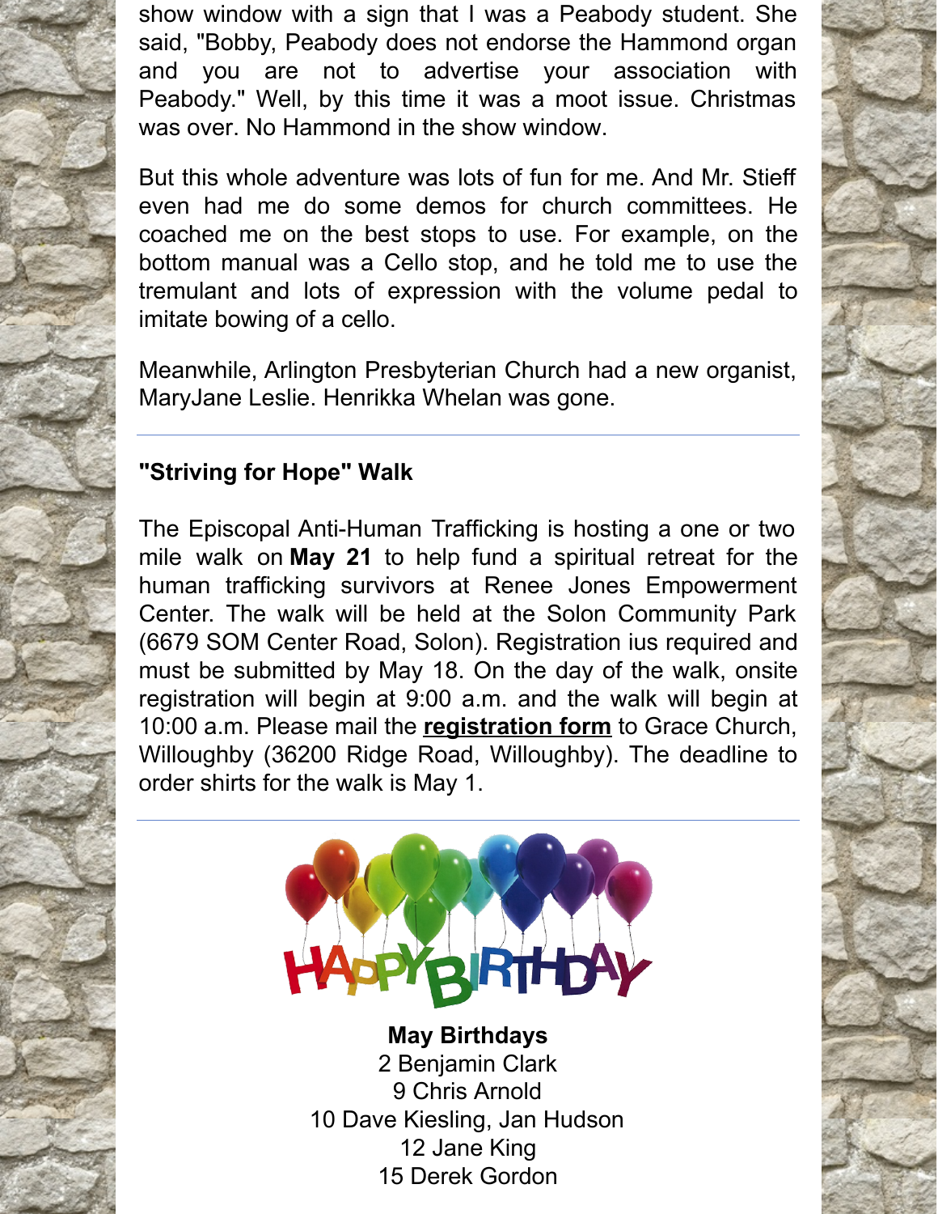show window with a sign that I was a Peabody student. She said, "Bobby, Peabody does not endorse the Hammond organ and you are not to advertise your association with Peabody." Well, by this time it was a moot issue. Christmas was over. No Hammond in the show window.

But this whole adventure was lots of fun for me. And Mr. Stieff even had me do some demos for church committees. He coached me on the best stops to use. For example, on the bottom manual was a Cello stop, and he told me to use the tremulant and lots of expression with the volume pedal to imitate bowing of a cello.

Meanwhile, Arlington Presbyterian Church had a new organist, MaryJane Leslie. Henrikka Whelan was gone.

---

### "Striving for Hope" Walk

The Episcopal Anti-Human Trafficking is hosting a one or two mile walk on **May 21** to help fund a spiritual retreat for the human trafficking survivors at Renee Jones Empowerment Center. The walk will be held at the Solon Community Park (6679 SOM Center Road, Solon). Registration ius required and must be submitted by May 18. On the day of the walk, onsite registration will begin at 9:00 a.m. and the walk will begin at 10:00 a.m. Please mail the **registration form** to Grace Church, Willoughby (36200 Ridge Road, Willoughby). The deadline to order shirts for the walk is May 1.

---

HAPPY BIRTHDAY

**May Birthdays**
2 Benjamin Clark
9 Chris Arnold
10 Dave Kiesling, Jan Hudson
12 Jane King
15 Derek Gordon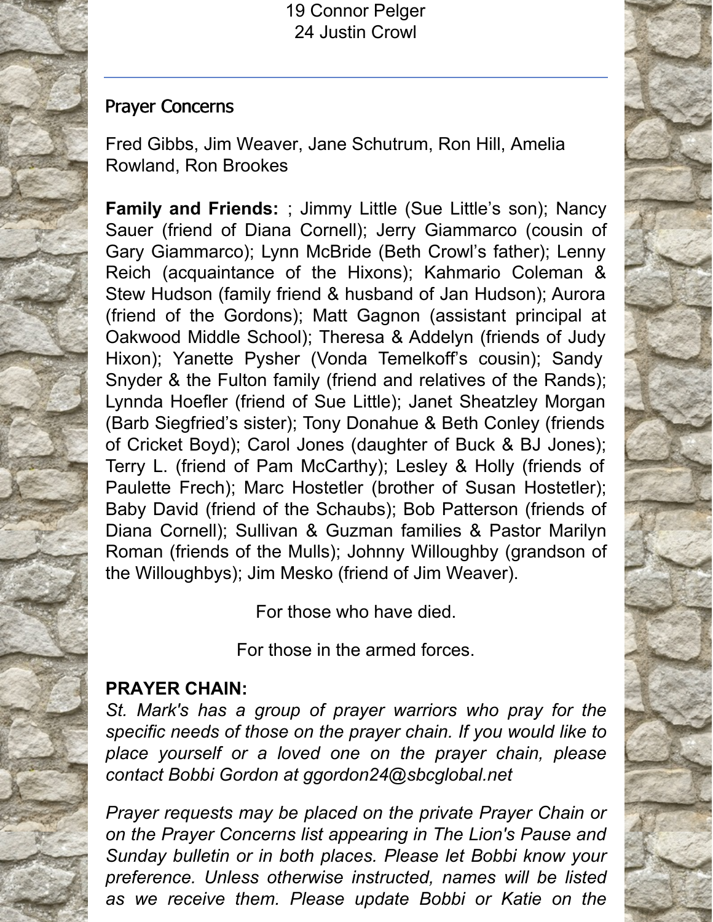19 Connor Pelger
24 Justin Crowl

---

## Prayer Concerns

Fred Gibbs, Jim Weaver, Jane Schutrum, Ron Hill, Amelia Rowland, Ron Brookes

**Family and Friends:** ; Jimmy Little (Sue Little's son); Nancy Sauer (friend of Diana Cornell); Jerry Giammarco (cousin of Gary Giammarco); Lynn McBride (Beth Crowl's father); Lenny Reich (acquaintance of the Hixons); Kahmario Coleman & Stew Hudson (family friend & husband of Jan Hudson); Aurora (friend of the Gordons); Matt Gagnon (assistant principal at Oakwood Middle School); Theresa & Addelyn (friends of Judy Hixon); Yanette Pysher (Vonda Temelkoff's cousin); Sandy Snyder & the Fulton family (friend and relatives of the Rands); Lynnda Hoefler (friend of Sue Little); Janet Sheatzley Morgan (Barb Siegfried's sister); Tony Donahue & Beth Conley (friends of Cricket Boyd); Carol Jones (daughter of Buck & BJ Jones); Terry L. (friend of Pam McCarthy); Lesley & Holly (friends of Paulette Frech); Marc Hostetler (brother of Susan Hostetler); Baby David (friend of the Schaubs); Bob Patterson (friends of Diana Cornell); Sullivan & Guzman families & Pastor Marilyn Roman (friends of the Mulls); Johnny Willoughby (grandson of the Willoughbys); Jim Mesko (friend of Jim Weaver).

For those who have died.

For those in the armed forces.

**PRAYER CHAIN:**

*St. Mark's has a group of prayer warriors who pray for the specific needs of those on the prayer chain. If you would like to place yourself or a loved one on the prayer chain, please contact Bobbi Gordon at ggordon24@sbcglobal.net*

*Prayer requests may be placed on the private Prayer Chain or on the Prayer Concerns list appearing in The Lion's Pause and Sunday bulletin or in both places. Please let Bobbi know your preference. Unless otherwise instructed, names will be listed as we receive them. Please update Bobbi or Katie on the*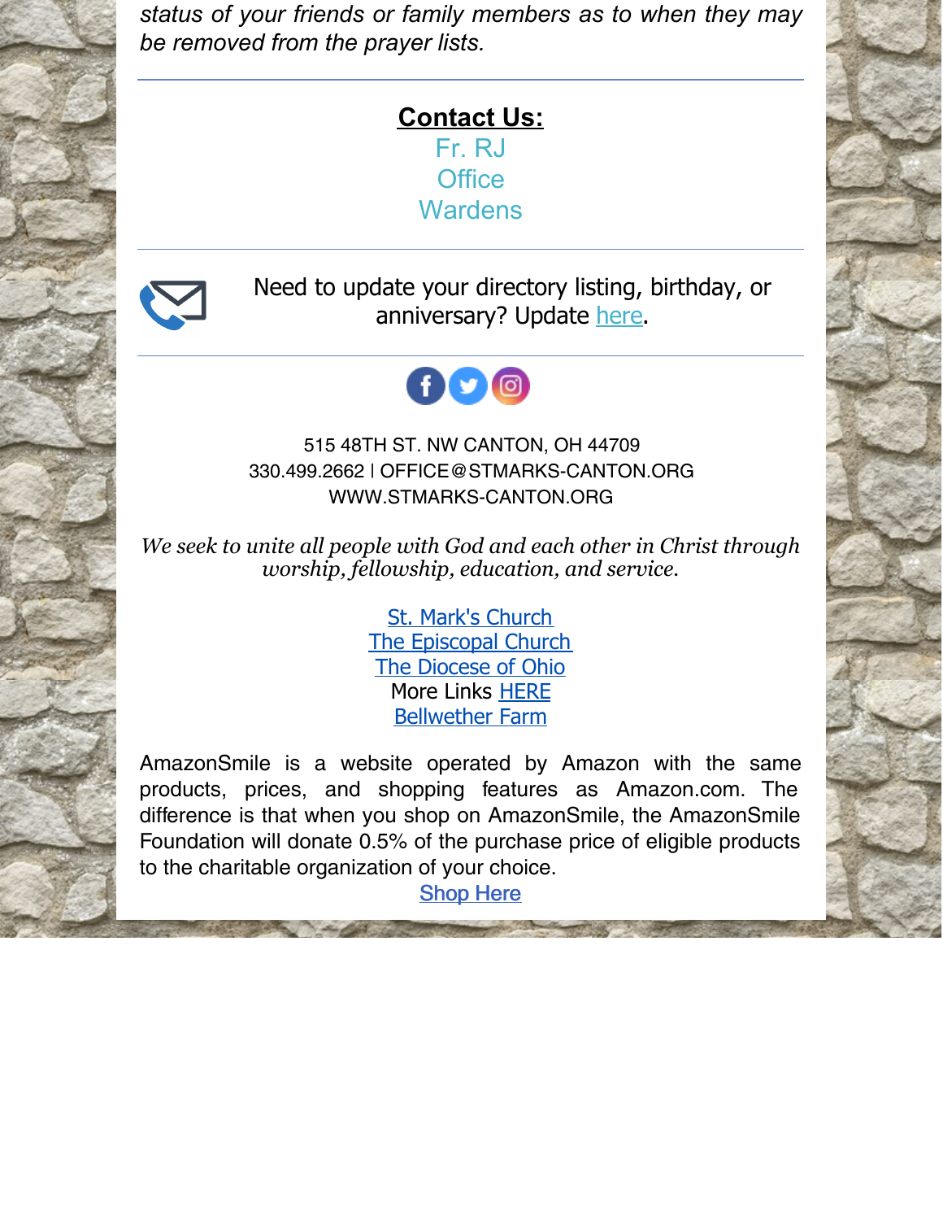*status of your friends or family members as to when they may be removed from the prayer lists.*

---

**Contact Us:**

Fr. RJ
Office
Wardens

---

Need to update your directory listing, birthday, or anniversary? Update here.

---

515 48TH ST. NW CANTON, OH 44709
330.499.2662 | OFFICE@STMARKS-CANTON.ORG
WWW.STMARKS-CANTON.ORG

*We seek to unite all people with God and each other in Christ through worship, fellowship, education, and service.*

St. Mark's Church
The Episcopal Church
The Diocese of Ohio
More Links HERE
Bellwether Farm

AmazonSmile is a website operated by Amazon with the same products, prices, and shopping features as Amazon.com. The difference is that when you shop on AmazonSmile, the AmazonSmile Foundation will donate 0.5% of the purchase price of eligible products to the charitable organization of your choice.

Shop Here